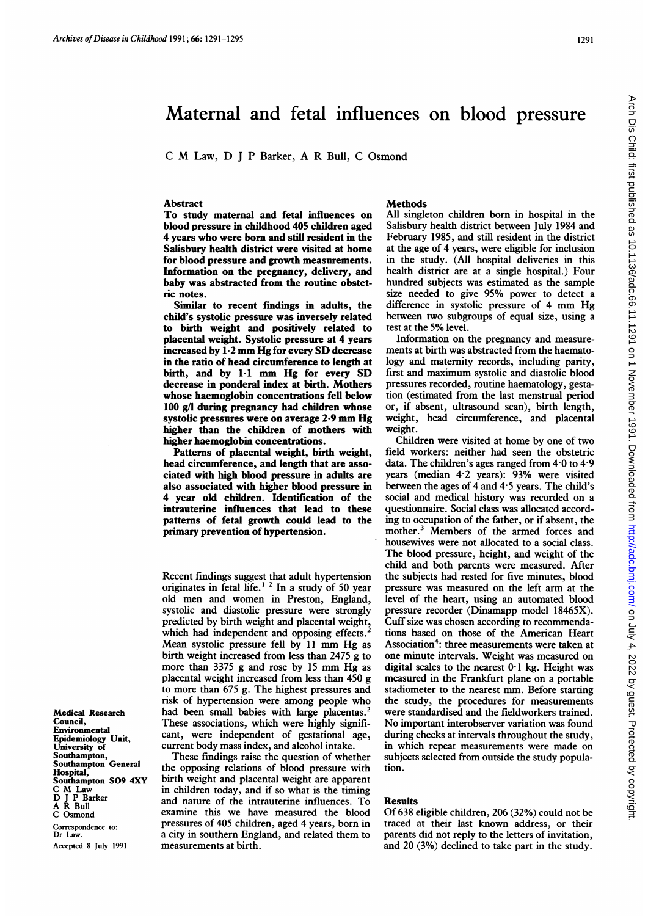# Maternal and fetal influences on blood pressure

C M Law, D J P Barker, A R Bull, C Osmond

## Abstract

**To study maternal and fetal influences on blood pressure in childhood 405 children aged 4 years who were born and still resident in the Salisbury health district were visited at home for blood pressure and growth measurements. Information on the pregnancy, delivery, and baby was abstracted from the routine obstetric notes.**

**Similar to recent findings in adults, the child's systolic pressure was inversely related to birth weight and positively related to placental weight. Systolic pressure at 4 years increased by 1·2 mm Hg for every SD decrease in the ratio of head circumference to length at birth, and by 1·1 mm Hg for every SD decrease in ponderal index at birth. Mothers whose haemoglobin concentrations fell below 100 g/l during pregnancy had children whose systolic pressures were on average 2·9 mm Hg higher than the children of mothers with higher haemoglobin concentrations.**

**Patterns of placental weight, birth weight, head circumference, and length that are associated with high blood pressure in adults are also associated with higher blood pressure in 4 year old children. Identification of the intrauterine influences that lead to these patterns of fetal growth could lead to the primary prevention of hypertension.**

Recent findings suggest that adult hypertension originates in fetal life.[1 2] In a study of 50 year old men and women in Preston, England, systolic and diastolic pressure were strongly predicted by birth weight and placental weight, which had independent and opposing effects.[2] Mean systolic pressure fell by 11 mm Hg as birth weight increased from less than 2475 g to more than 3375 g and rose by 15 mm Hg as placental weight increased from less than 450 g to more than 675 g. The highest pressures and risk of hypertension were among people who had been small babies with large placentas.[2] These associations, which were highly significant, were independent of gestational age, current body mass index, and alcohol intake.

These findings raise the question of whether the opposing relations of blood pressure with birth weight and placental weight are apparent in children today, and if so what is the timing and nature of the intrauterine influences. To examine this we have measured the blood pressures of 405 children, aged 4 years, born in a city in southern England, and related them to measurements at birth.

Medical Research Council, Environmental Epidemiology Unit, University of Southampton, Southampton General Hospital, Southampton SO9 4XY
C M Law
D J P Barker
A R Bull
C Osmond

Correspondence to: Dr Law.

Accepted 8 July 1991

## Methods

All singleton children born in hospital in the Salisbury health district between July 1984 and February 1985, and still resident in the district at the age of 4 years, were eligible for inclusion in the study. (All hospital deliveries in this health district are at a single hospital.) Four hundred subjects was estimated as the sample size needed to give 95% power to detect a difference in systolic pressure of 4 mm Hg between two subgroups of equal size, using a test at the 5% level.

Information on the pregnancy and measurements at birth was abstracted from the haematology and maternity records, including parity, first and maximum systolic and diastolic blood pressures recorded, routine haematology, gestation (estimated from the last menstrual period or, if absent, ultrasound scan), birth length, weight, head circumference, and placental weight.

Children were visited at home by one of two field workers: neither had seen the obstetric data. The children's ages ranged from 4·0 to 4·9 years (median 4·2 years): 93% were visited between the ages of 4 and 4·5 years. The child's social and medical history was recorded on a questionnaire. Social class was allocated according to occupation of the father, or if absent, the mother.[3] Members of the armed forces and housewives were not allocated to a social class. The blood pressure, height, and weight of the child and both parents were measured. After the subjects had rested for five minutes, blood pressure was measured on the left arm at the level of the heart, using an automated blood pressure recorder (Dinamapp model 18465X). Cuff size was chosen according to recommendations based on those of the American Heart Association[4]: three measurements were taken at one minute intervals. Weight was measured on digital scales to the nearest 0·1 kg. Height was measured in the Frankfurt plane on a portable stadiometer to the nearest mm. Before starting the study, the procedures for measurements were standardised and the fieldworkers trained. No important interobserver variation was found during checks at intervals throughout the study, in which repeat measurements were made on subjects selected from outside the study population.

## Results

Of 638 eligible children, 206 (32%) could not be traced at their last known address, or their parents did not reply to the letters of invitation, and 20 (3%) declined to take part in the study.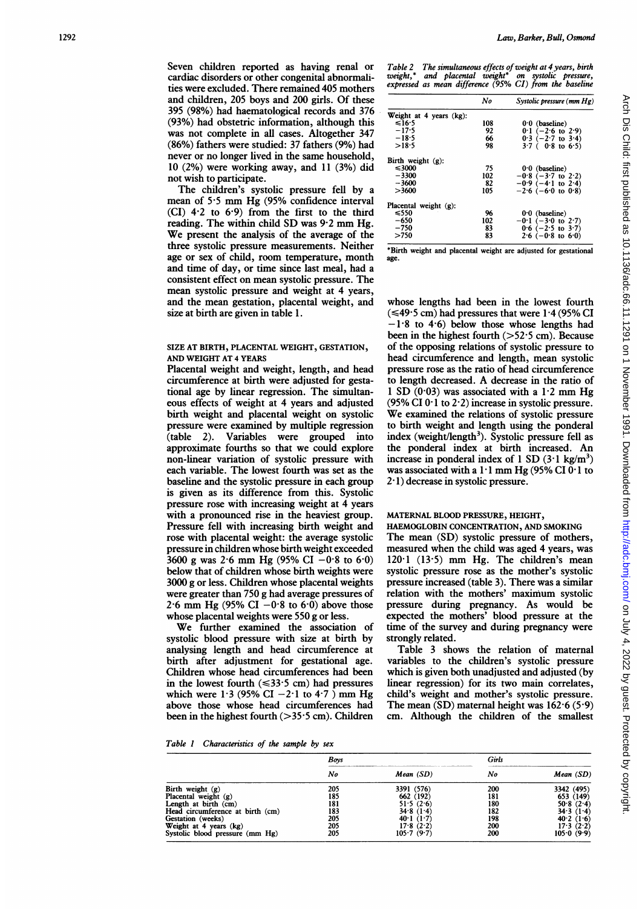Seven children reported as having renal or cardiac disorders or other congenital abnormalities were excluded. There remained 405 mothers and children, 205 boys and 200 girls. Of these 395 (98%) had haematological records and 376 (93%) had obstetric information, although this was not complete in all cases. Altogether 347 (86%) fathers were studied: 37 fathers (9%) had never or no longer lived in the same household, 10 (2%) were working away, and 11 (3%) did not wish to participate.

The children's systolic pressure fell by a mean of 5·5 mm Hg (95% confidence interval (CI) 4·2 to 6·9) from the first to the third reading. The within child SD was 9·2 mm Hg. We present the analysis of the average of the three systolic pressure measurements. Neither age or sex of child, room temperature, month and time of day, or time since last meal, had a consistent effect on mean systolic pressure. The mean systolic pressure and weight at 4 years, and the mean gestation, placental weight, and size at birth are given in table 1.

### SIZE AT BIRTH, PLACENTAL WEIGHT, GESTATION, AND WEIGHT AT 4 YEARS

Placental weight and weight, length, and head circumference at birth were adjusted for gestational age by linear regression. The simultaneous effects of weight at 4 years and adjusted birth weight and placental weight on systolic pressure were examined by multiple regression (table 2). Variables were grouped into approximate fourths so that we could explore non-linear variation of systolic pressure with each variable. The lowest fourth was set as the baseline and the systolic pressure in each group is given as its difference from this. Systolic pressure rose with increasing weight at 4 years with a pronounced rise in the heaviest group. Pressure fell with increasing birth weight and rose with placental weight: the average systolic pressure in children whose birth weight exceeded 3600 g was 2·6 mm Hg (95% CI −0·8 to 6·0) below that of children whose birth weights were 3000 g or less. Children whose placental weights were greater than 750 g had average pressures of 2·6 mm Hg (95% CI −0·8 to 6·0) above those whose placental weights were 550 g or less.

We further examined the association of systolic blood pressure with size at birth by analysing length and head circumference at birth after adjustment for gestational age. Children whose head circumferences had been in the lowest fourth (≤33·5 cm) had pressures which were 1·3 (95% CI −2·1 to 4·7) mm Hg above those whose head circumferences had been in the highest fourth (>35·5 cm). Children whose lengths had been in the lowest fourth (≤49·5 cm) had pressures that were 1·4 (95% CI −1·8 to 4·6) below those whose lengths had been in the highest fourth (>52·5 cm). Because of the opposing relations of systolic pressure to head circumference and length, mean systolic pressure rose as the ratio of head circumference to length decreased. A decrease in the ratio of 1 SD (0·03) was associated with a 1·2 mm Hg (95% CI 0·1 to 2·2) increase in systolic pressure. We examined the relations of systolic pressure to birth weight and length using the ponderal index (weight/length$^3$). Systolic pressure fell as the ponderal index at birth increased. An increase in ponderal index of 1 SD (3·1 kg/m$^3$) was associated with a 1·1 mm Hg (95% CI 0·1 to 2·1) decrease in systolic pressure.

*Table 2 The simultaneous effects of weight at 4 years, birth weight,\* and placental weight\* on systolic pressure, expressed as mean difference (95% CI) from the baseline*

| | No | Systolic pressure (mm Hg) |
|---|---|---|
| Weight at 4 years (kg): | | |
| ≤16·5 | 108 | 0·0 (baseline) |
| −17·5 | 92 | 0·1 (−2·6 to 2·9) |
| −18·5 | 66 | 0·3 (−2·7 to 3·4) |
| >18·5 | 98 | 3·7 ( 0·8 to 6·5) |
| Birth weight (g): | | |
| ≤3000 | 75 | 0·0 (baseline) |
| −3300 | 102 | −0·8 (−3·7 to 2·2) |
| −3600 | 82 | −0·9 (−4·1 to 2·4) |
| >3600 | 105 | −2·6 (−6·0 to 0·8) |
| Placental weight (g): | | |
| ≤550 | 96 | 0·0 (baseline) |
| −650 | 102 | −0·1 (−3·0 to 2·7) |
| −750 | 83 | 0·6 (−2·5 to 3·7) |
| >750 | 83 | 2·6 (−0·8 to 6·0) |

\*Birth weight and placental weight are adjusted for gestational age.

### MATERNAL BLOOD PRESSURE, HEIGHT, HAEMOGLOBIN CONCENTRATION, AND SMOKING

The mean (SD) systolic pressure of mothers, measured when the child was aged 4 years, was 120·1 (13·5) mm Hg. The children's mean systolic pressure rose as the mother's systolic pressure increased (table 3). There was a similar relation with the mothers' maximum systolic pressure during pregnancy. As would be expected the mothers' blood pressure at the time of the survey and during pregnancy were strongly related.

Table 3 shows the relation of maternal variables to the children's systolic pressure which is given both unadjusted and adjusted (by linear regression) for its two main correlates, child's weight and mother's systolic pressure. The mean (SD) maternal height was 162·6 (5·9) cm. Although the children of the smallest

*Table 1 Characteristics of the sample by sex*

| | Boys | | Girls | |
|---|---|---|---|---|
| | No | Mean (SD) | No | Mean (SD) |
| Birth weight (g) | 205 | 3391 (576) | 200 | 3342 (495) |
| Placental weight (g) | 185 | 662 (192) | 181 | 653 (149) |
| Length at birth (cm) | 181 | 51·5 (2·6) | 180 | 50·8 (2·4) |
| Head circumference at birth (cm) | 183 | 34·8 (1·4) | 182 | 34·3 (1·4) |
| Gestation (weeks) | 205 | 40·1 (1·7) | 198 | 40·2 (1·6) |
| Weight at 4 years (kg) | 205 | 17·8 (2·2) | 200 | 17·3 (2·2) |
| Systolic blood pressure (mm Hg) | 205 | 105·7 (9·7) | 200 | 105·0 (9·9) |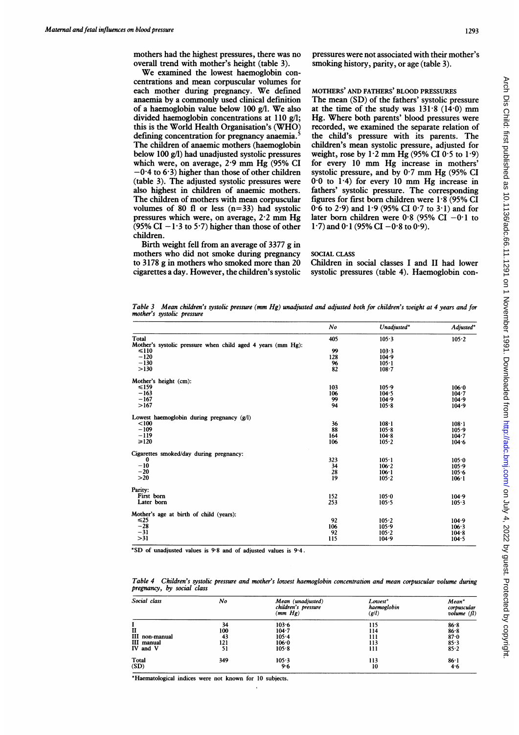mothers had the highest pressures, there was no overall trend with mother's height (table 3).

We examined the lowest haemoglobin concentrations and mean corpuscular volumes for each mother during pregnancy. We defined anaemia by a commonly used clinical definition of a haemoglobin value below 100 g/l. We also divided haemoglobin concentrations at 110 g/l; this is the World Health Organisation's (WHO) defining concentration for pregnancy anaemia.[5] The children of anaemic mothers (haemoglobin below 100 g/l) had unadjusted systolic pressures which were, on average, 2·9 mm Hg (95% CI −0·4 to 6·3) higher than those of other children (table 3). The adjusted systolic pressures were also highest in children of anaemic mothers. The children of mothers with mean corpuscular volumes of 80 fl or less (n=33) had systolic pressures which were, on average, 2·2 mm Hg (95% CI −1·3 to 5·7) higher than those of other children.

Birth weight fell from an average of 3377 g in mothers who did not smoke during pregnancy to 3178 g in mothers who smoked more than 20 cigarettes a day. However, the children's systolic pressures were not associated with their mother's smoking history, parity, or age (table 3).

### MOTHERS' AND FATHERS' BLOOD PRESSURES

The mean (SD) of the fathers' systolic pressure at the time of the study was 131·8 (14·0) mm Hg. Where both parents' blood pressures were recorded, we examined the separate relation of the child's pressure with its parents. The children's mean systolic pressure, adjusted for weight, rose by 1·2 mm Hg (95% CI 0·5 to 1·9) for every 10 mm Hg increase in mothers' systolic pressure, and by 0·7 mm Hg (95% CI 0·0 to 1·4) for every 10 mm Hg increase in fathers' systolic pressure. The corresponding figures for first born children were 1·8 (95% CI 0·6 to 2·9) and 1·9 (95% CI 0·7 to 3·1) and for later born children were 0·8 (95% CI −0·1 to 1·7) and 0·1 (95% CI −0·8 to 0·9).

### SOCIAL CLASS

Children in social classes I and II had lower systolic pressures (table 4). Haemoglobin con-

*Table 3 Mean children's systolic pressure (mm Hg) unadjusted and adjusted both for children's weight at 4 years and for mother's systolic pressure*

| | No | Unadjusted* | Adjusted* |
|---|---|---|---|
| Total | 405 | 105·3 | 105·2 |
| Mother's systolic pressure when child aged 4 years (mm Hg): | | | |
| ≤110 | 99 | 103·3 | |
| −120 | 128 | 104·9 | |
| −130 | 96 | 105·1 | |
| >130 | 82 | 108·7 | |
| Mother's height (cm): | | | |
| ≤159 | 103 | 105·9 | 106·0 |
| −163 | 106 | 104·5 | 104·7 |
| −167 | 99 | 104·9 | 104·9 |
| >167 | 94 | 105·8 | 104·9 |
| Lowest haemoglobin during pregnancy (g/l) | | | |
| <100 | 36 | 108·1 | 108·1 |
| −109 | 88 | 105·8 | 105·9 |
| −119 | 164 | 104·8 | 104·7 |
| ≥120 | 106 | 105·2 | 104·6 |
| Cigarettes smoked/day during pregnancy: | | | |
| 0 | 323 | 105·1 | 105·0 |
| −10 | 34 | 106·2 | 105·9 |
| −20 | 28 | 106·1 | 105·6 |
| >20 | 19 | 105·2 | 106·1 |
| Parity: | | | |
| First born | 152 | 105·0 | 104·9 |
| Later born | 253 | 105·5 | 105·3 |
| Mother's age at birth of child (years): | | | |
| ≤25 | 92 | 105·2 | 104·9 |
| −28 | 106 | 105·9 | 106·3 |
| −31 | 92 | 105·2 | 104·8 |
| >31 | 115 | 104·9 | 104·5 |

*SD of unadjusted values is 9·8 and of adjusted values is 9·4.

*Table 4 Children's systolic pressure and mother's lowest haemoglobin concentration and mean corpuscular volume during pregnancy, by social class*

| Social class | No | Mean (unadjusted) children's pressure (mm Hg) | Lowest* haemoglobin (g/l) | Mean* corpuscular volume (fl) |
|---|---|---|---|---|
| I | 34 | 103·6 | 115 | 86·8 |
| II | 100 | 104·7 | 114 | 86·8 |
| III non-manual | 43 | 105·4 | 111 | 87·0 |
| III manual | 121 | 106·0 | 113 | 85·3 |
| IV and V | 51 | 105·8 | 111 | 85·2 |
| Total | 349 | 105·3 | 113 | 86·1 |
| (SD) | | 9·6 | 10 | 4·6 |

*Haematological indices were not known for 10 subjects.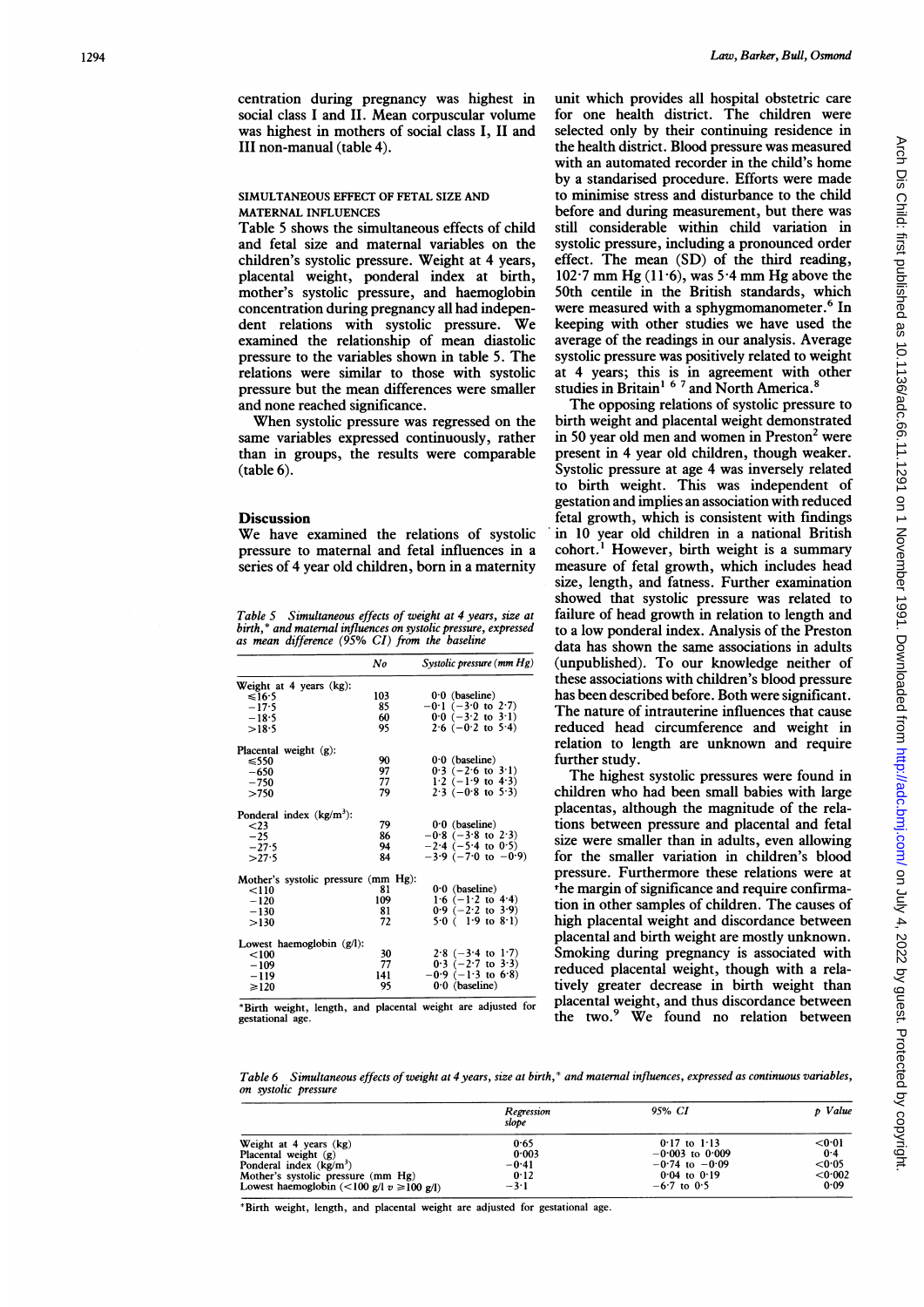centration during pregnancy was highest in social class I and II. Mean corpuscular volume was highest in mothers of social class I, II and III non-manual (table 4).

### SIMULTANEOUS EFFECT OF FETAL SIZE AND MATERNAL INFLUENCES

Table 5 shows the simultaneous effects of child and fetal size and maternal variables on the children's systolic pressure. Weight at 4 years, placental weight, ponderal index at birth, mother's systolic pressure, and haemoglobin concentration during pregnancy all had independent relations with systolic pressure. We examined the relationship of mean diastolic pressure to the variables shown in table 5. The relations were similar to those with systolic pressure but the mean differences were smaller and none reached significance.

When systolic pressure was regressed on the same variables expressed continuously, rather than in groups, the results were comparable (table 6).

## Discussion

We have examined the relations of systolic pressure to maternal and fetal influences in a series of 4 year old children, born in a maternity unit which provides all hospital obstetric care for one health district. The children were selected only by their continuing residence in the health district. Blood pressure was measured with an automated recorder in the child's home by a standardised procedure. Efforts were made to minimise stress and disturbance to the child before and during measurement, but there was still considerable within child variation in systolic pressure, including a pronounced order effect. The mean (SD) of the third reading, 102·7 mm Hg (11·6), was 5·4 mm Hg above the 50th centile in the British standards, which were measured with a sphygmomanometer.[6] In keeping with other studies we have used the average of the readings in our analysis. Average systolic pressure was positively related to weight at 4 years; this is in agreement with other studies in Britain[1 6 7] and North America.[8]

The opposing relations of systolic pressure to birth weight and placental weight demonstrated in 50 year old men and women in Preston[2] were present in 4 year old children, though weaker. Systolic pressure at age 4 was inversely related to birth weight. This was independent of gestation and implies an association with reduced fetal growth, which is consistent with findings in 10 year old children in a national British cohort.[1] However, birth weight is a summary measure of fetal growth, which includes head size, length, and fatness. Further examination showed that systolic pressure was related to failure of head growth in relation to length and to a low ponderal index. Analysis of the Preston data has shown the same associations in adults (unpublished). To our knowledge neither of these associations with children's blood pressure has been described before. Both were significant. The nature of intrauterine influences that cause reduced head circumference and weight in relation to length are unknown and require further study.

The highest systolic pressures were found in children who had been small babies with large placentas, although the magnitude of the relations between pressure and placental and fetal size were smaller than in adults, even allowing for the smaller variation in children's blood pressure. Furthermore these relations were at the margin of significance and require confirmation in other samples of children. The causes of high placental weight and discordance between placental and birth weight are mostly unknown. Smoking during pregnancy is associated with reduced placental weight, though with a relatively greater decrease in birth weight than placental weight, and thus discordance between the two.[9] We found no relation between

*Table 5 Simultaneous effects of weight at 4 years, size at birth,\* and maternal influences on systolic pressure, expressed as mean difference (95% CI) from the baseline*

| | No | Systolic pressure (mm Hg) |
|---|---|---|
| Weight at 4 years (kg): | | |
| ≤16·5 | 103 | 0·0 (baseline) |
| −17·5 | 85 | −0·1 (−3·0 to 2·7) |
| −18·5 | 60 | 0·0 (−3·2 to 3·1) |
| >18·5 | 95 | 2·6 (−0·2 to 5·4) |
| Placental weight (g): | | |
| ≤550 | 90 | 0·0 (baseline) |
| −650 | 97 | 0·3 (−2·6 to 3·1) |
| −750 | 77 | 1·2 (−1·9 to 4·3) |
| >750 | 79 | 2·3 (−0·8 to 5·3) |
| Ponderal index (kg/m³): | | |
| <23 | 79 | 0·0 (baseline) |
| −25 | 86 | −0·8 (−3·8 to 2·3) |
| −27·5 | 94 | −2·4 (−5·4 to 0·5) |
| >27·5 | 84 | −3·9 (−7·0 to −0·9) |
| Mother's systolic pressure (mm Hg): | | |
| <110 | 81 | 0·0 (baseline) |
| −120 | 109 | 1·6 (−1·2 to 4·4) |
| −130 | 81 | 0·9 (−2·2 to 3·9) |
| >130 | 72 | 5·0 ( 1·9 to 8·1) |
| Lowest haemoglobin (g/l): | | |
| <100 | 30 | 2·8 (−3·4 to 1·7) |
| −109 | 77 | 0·3 (−2·7 to 3·3) |
| −119 | 141 | −0·9 (−1·3 to 6·8) |
| ≥120 | 95 | 0·0 (baseline) |

\*Birth weight, length, and placental weight are adjusted for gestational age.

*Table 6 Simultaneous effects of weight at 4 years, size at birth,\* and maternal influences, expressed as continuous variables, on systolic pressure*

| | Regression slope | 95% CI | p Value |
|---|---|---|---|
| Weight at 4 years (kg) | 0·65 | 0·17 to 1·13 | <0·01 |
| Placental weight (g) | 0·003 | −0·003 to 0·009 | 0·4 |
| Ponderal index (kg/m³) | −0·41 | −0·74 to −0·09 | <0·05 |
| Mother's systolic pressure (mm Hg) | 0·12 | 0·04 to 0·19 | <0·002 |
| Lowest haemoglobin (<100 g/l v ≥100 g/l) | −3·1 | −6·7 to 0·5 | 0·09 |

\*Birth weight, length, and placental weight are adjusted for gestational age.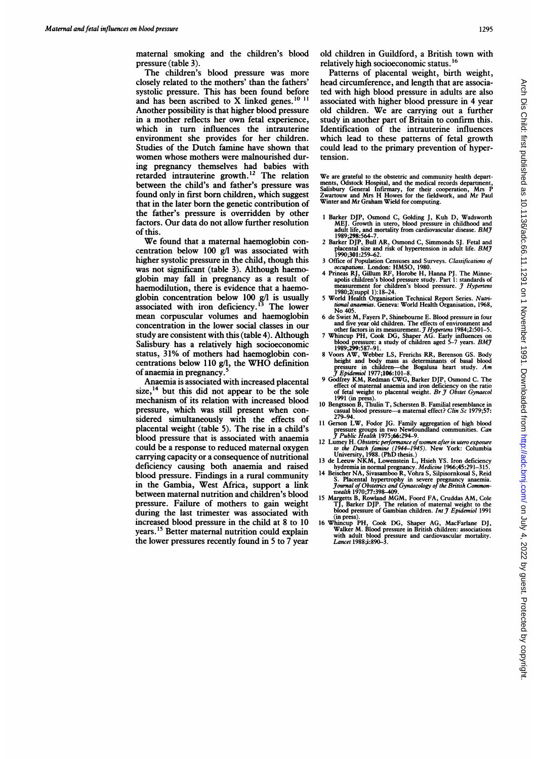maternal smoking and the children's blood pressure (table 3).

The children's blood pressure was more closely related to the mothers' than the fathers' systolic pressure. This has been found before and has been ascribed to X linked genes.[10 11] Another possibility is that higher blood pressure in a mother reflects her own fetal experience, which in turn influences the intrauterine environment she provides for her children. Studies of the Dutch famine have shown that women whose mothers were malnourished during pregnancy themselves had babies with retarded intrauterine growth.[12] The relation between the child's and father's pressure was found only in first born children, which suggest that in the later born the genetic contribution of the father's pressure is overridden by other factors. Our data do not allow further resolution of this.

We found that a maternal haemoglobin concentration below 100 g/l was associated with higher systolic pressure in the child, though this was not significant (table 3). Although haemoglobin may fall in pregnancy as a result of haemodilution, there is evidence that a haemoglobin concentration below 100 g/l is usually associated with iron deficiency.[13] The lower mean corpuscular volumes and haemoglobin concentration in the lower social classes in our study are consistent with this (table 4). Although Salisbury has a relatively high socioeconomic status, 31% of mothers had haemoglobin concentrations below 110 g/l, the WHO definition of anaemia in pregnancy.[5]

Anaemia is associated with increased placental size,[14] but this did not appear to be the sole mechanism of its relation with increased blood pressure, which was still present when considered simultaneously with the effects of placental weight (table 5). The rise in a child's blood pressure that is associated with anaemia could be a response to reduced maternal oxygen carrying capacity or a consequence of nutritional deficiency causing both anaemia and raised blood pressure. Findings in a rural community in the Gambia, West Africa, support a link between maternal nutrition and children's blood pressure. Failure of mothers to gain weight during the last trimester was associated with increased blood pressure in the child at 8 to 10 years.[15] Better maternal nutrition could explain the lower pressures recently found in 5 to 7 year old children in Guildford, a British town with relatively high socioeconomic status.[16]

Patterns of placental weight, birth weight, head circumference, and length that are associated with high blood pressure in adults are also associated with higher blood pressure in 4 year old children. We are carrying out a further study in another part of Britain to confirm this. Identification of the intrauterine influences which lead to these patterns of fetal growth could lead to the primary prevention of hypertension.

We are grateful to the obstetric and community health departments, Odstock Hospital, and the medical records department, Salisbury General Infirmary, for their cooperation, Mrs P Zwartouw and Mrs H Howes for the fieldwork, and Mr Paul Winter and Mr Graham Wield for computing.

1. Barker DJP, Osmond C, Golding J, Kuh D, Wadsworth MEJ. Growth in utero, blood pressure in childhood and adult life, and mortality from cardiovascular disease. *BMJ* 1989;**298**:564–7.
2. Barker DJP, Bull AR, Osmond C, Simmonds SJ. Fetal and placental size and risk of hypertension in adult life. *BMJ* 1990;**301**:259–62.
3. Office of Population Censuses and Surveys. *Classifications of occupations*. London: HMSO, 1980.
4. Prineas RJ, Gillum RF, Horobe H, Hanna PJ. The Minneapolis children's blood pressure study. Part 1: standards of measurement for children's blood pressure. *J Hypertens* 1980;**2**(suppl 1):18–24.
5. World Health Organisation Technical Report Series. *Nutritional anaemias*. Geneva: World Health Organisation, 1968, No 405.
6. de Swiet M, Fayers P, Shinebourne E. Blood pressure in four and five year old children. The effects of environment and other factors in its measurement. *J Hypertens* 1984;**2**:501–5.
7. Whincup PH, Cook DG, Shaper AG. Early influences on blood pressure: a study of children aged 5–7 years. *BMJ* 1989;**299**:587–91.
8. Voors AW, Webber LS, Frerichs RR, Berenson GS. Body height and body mass as determinants of basal blood pressure in children—the Bogalusa heart study. *Am J Epidemiol* 1977;**106**:101–8.
9. Godfrey KM, Redman CWG, Barker DJP, Osmond C. The effect of maternal anaemia and iron deficiency on the ratio of fetal weight to placental weight. *Br J Obstet Gynaecol* 1991 (in press).
10. Bengtsson B, Thulin T, Schersten B. Familial resemblance in casual blood pressure—a maternal effect? *Clin Sc* 1979;**57**: 279–94.
11. Gerson LW, Fodor JG. Family aggregation of high blood pressure groups in two Newfoundland communities. *Can J Public Health* 1975;**66**:294–9.
12. Lumey H. *Obstetric performance of women after in utero exposure to the Dutch famine (1944–1945)*. New York: Columbia University, 1988. (PhD thesis.)
13. de Leeuw NKM, Lowenstein L, Hsieh YS. Iron deficiency hydremia in normal pregnancy. *Medicine* 1966;**45**:291–315.
14. Beischer NA, Sivasamboo R, Vohra S, Silpisornkosal S, Reid S. Placental hypertrophy in severe pregnancy anaemia. *Journal of Obstetrics and Gynaecology of the British Commonwealth* 1970;**77**:398–409.
15. Margetts B, Rowland MGM, Foord FA, Cruddas AM, Cole TJ, Barker DJP. The relation of maternal weight to the blood pressure of Gambian children. *Int J Epidemiol* 1991 (in press).
16. Whincup PH, Cook DG, Shaper AG, MacFarlane DJ, Walker M. Blood pressure in British children: associations with adult blood pressure and cardiovascular mortality. *Lancet* 1988;**i**:890–3.